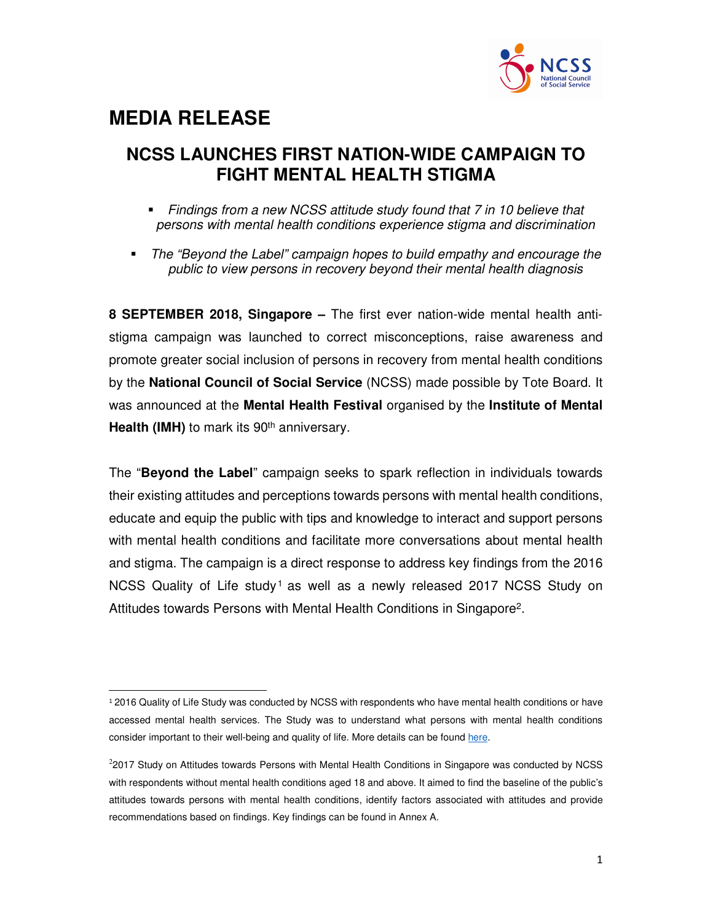# MEDIA RELEASE

## NCSS LAUNCHES FIRST NATION-WIDE CAMPAIGN TO FIGHT MENTAL HEALTH STIGMA

- *Findings from a new NCSS attitude study found that 7 in 10 believe that persons with mental health conditions experience stigma and discrimination*
- *The "Beyond the Label" campaign hopes to build empathy and encourage the public to view persons in recovery beyond their mental health diagnosis*

**8 SEPTEMBER 2018, Singapore –** The first ever nation-wide mental health anti-stigma campaign was launched to correct misconceptions, raise awareness and promote greater social inclusion of persons in recovery from mental health conditions by the **National Council of Social Service** (NCSS) made possible by Tote Board. It was announced at the **Mental Health Festival** organised by the **Institute of Mental Health (IMH)** to mark its 90th anniversary.

The "**Beyond the Label**" campaign seeks to spark reflection in individuals towards their existing attitudes and perceptions towards persons with mental health conditions, educate and equip the public with tips and knowledge to interact and support persons with mental health conditions and facilitate more conversations about mental health and stigma. The campaign is a direct response to address key findings from the 2016 NCSS Quality of Life study[1] as well as a newly released 2017 NCSS Study on Attitudes towards Persons with Mental Health Conditions in Singapore[2].

---

[1] 2016 Quality of Life Study was conducted by NCSS with respondents who have mental health conditions or have accessed mental health services. The Study was to understand what persons with mental health conditions consider important to their well-being and quality of life. More details can be found here.

[2] 2017 Study on Attitudes towards Persons with Mental Health Conditions in Singapore was conducted by NCSS with respondents without mental health conditions aged 18 and above. It aimed to find the baseline of the public's attitudes towards persons with mental health conditions, identify factors associated with attitudes and provide recommendations based on findings. Key findings can be found in Annex A.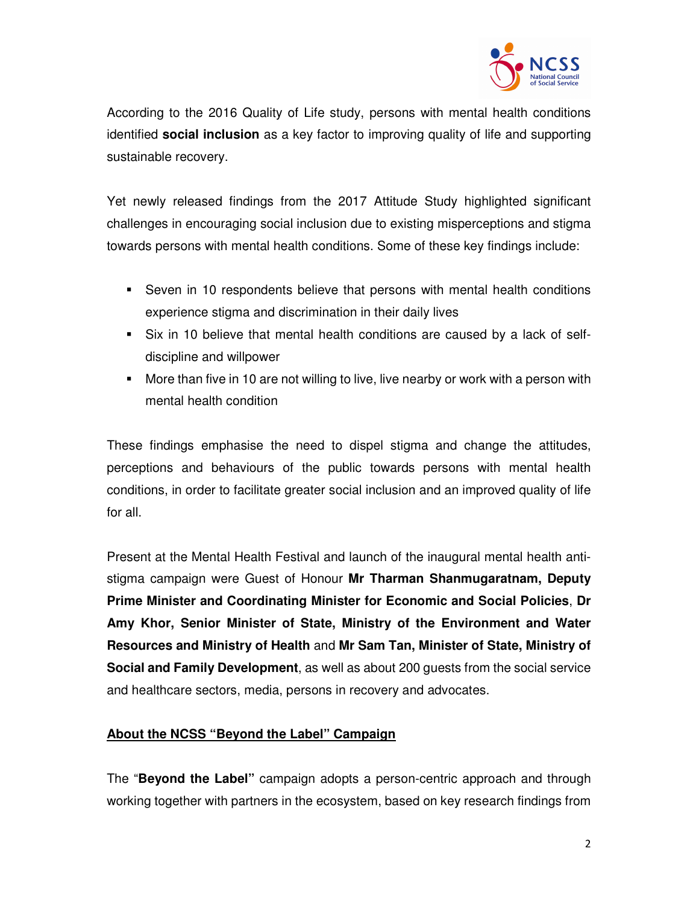According to the 2016 Quality of Life study, persons with mental health conditions identified **social inclusion** as a key factor to improving quality of life and supporting sustainable recovery.

Yet newly released findings from the 2017 Attitude Study highlighted significant challenges in encouraging social inclusion due to existing misperceptions and stigma towards persons with mental health conditions. Some of these key findings include:

- Seven in 10 respondents believe that persons with mental health conditions experience stigma and discrimination in their daily lives
- Six in 10 believe that mental health conditions are caused by a lack of self-discipline and willpower
- More than five in 10 are not willing to live, live nearby or work with a person with mental health condition

These findings emphasise the need to dispel stigma and change the attitudes, perceptions and behaviours of the public towards persons with mental health conditions, in order to facilitate greater social inclusion and an improved quality of life for all.

Present at the Mental Health Festival and launch of the inaugural mental health anti-stigma campaign were Guest of Honour **Mr Tharman Shanmugaratnam, Deputy Prime Minister and Coordinating Minister for Economic and Social Policies**, **Dr Amy Khor, Senior Minister of State, Ministry of the Environment and Water Resources and Ministry of Health** and **Mr Sam Tan, Minister of State, Ministry of Social and Family Development**, as well as about 200 guests from the social service and healthcare sectors, media, persons in recovery and advocates.

## About the NCSS "Beyond the Label" Campaign

The "**Beyond the Label"** campaign adopts a person-centric approach and through working together with partners in the ecosystem, based on key research findings from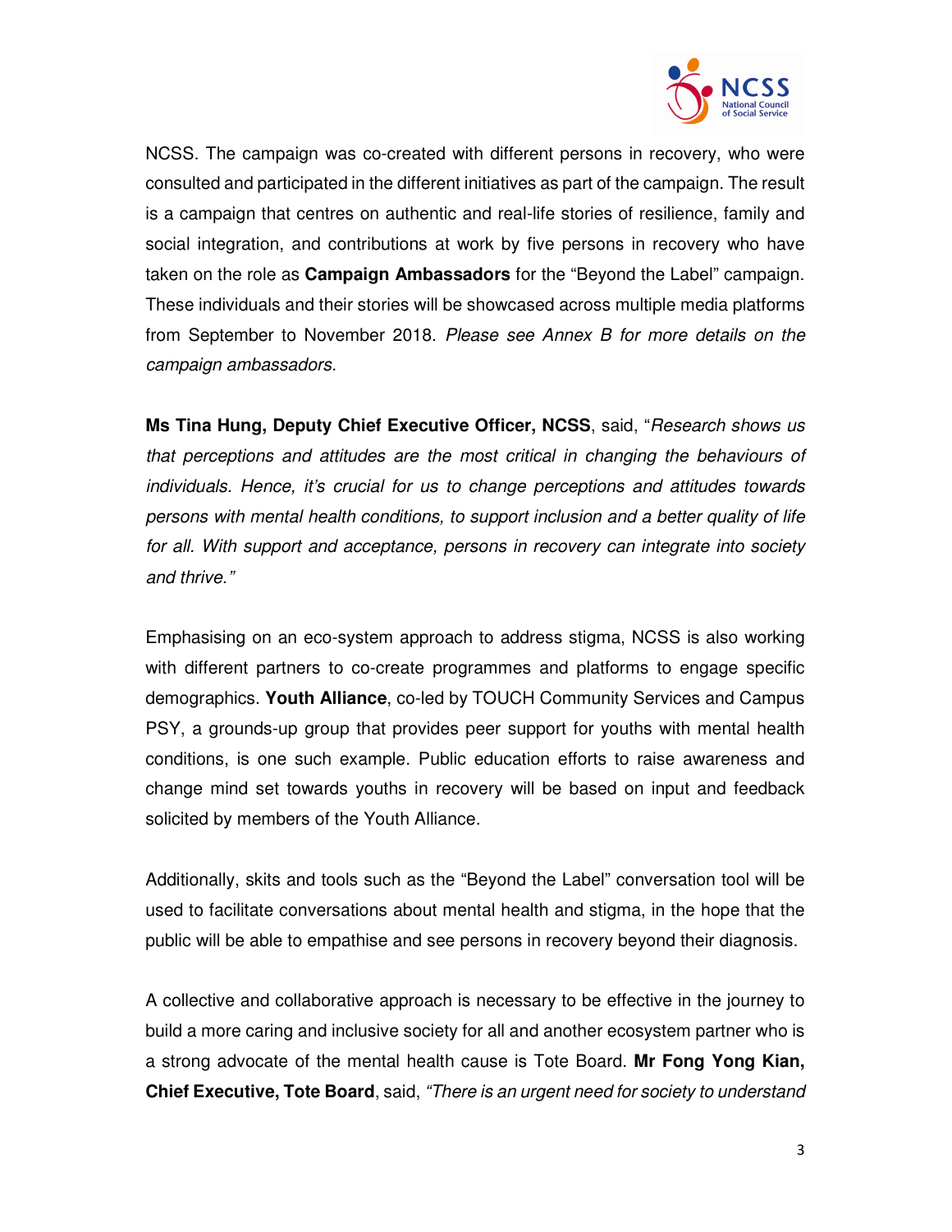NCSS. The campaign was co-created with different persons in recovery, who were consulted and participated in the different initiatives as part of the campaign. The result is a campaign that centres on authentic and real-life stories of resilience, family and social integration, and contributions at work by five persons in recovery who have taken on the role as **Campaign Ambassadors** for the "Beyond the Label" campaign. These individuals and their stories will be showcased across multiple media platforms from September to November 2018. *Please see Annex B for more details on the campaign ambassadors.*

**Ms Tina Hung, Deputy Chief Executive Officer, NCSS**, said, "*Research shows us that perceptions and attitudes are the most critical in changing the behaviours of individuals. Hence, it's crucial for us to change perceptions and attitudes towards persons with mental health conditions, to support inclusion and a better quality of life for all. With support and acceptance, persons in recovery can integrate into society and thrive.*"

Emphasising on an eco-system approach to address stigma, NCSS is also working with different partners to co-create programmes and platforms to engage specific demographics. **Youth Alliance**, co-led by TOUCH Community Services and Campus PSY, a grounds-up group that provides peer support for youths with mental health conditions, is one such example. Public education efforts to raise awareness and change mind set towards youths in recovery will be based on input and feedback solicited by members of the Youth Alliance.

Additionally, skits and tools such as the "Beyond the Label" conversation tool will be used to facilitate conversations about mental health and stigma, in the hope that the public will be able to empathise and see persons in recovery beyond their diagnosis.

A collective and collaborative approach is necessary to be effective in the journey to build a more caring and inclusive society for all and another ecosystem partner who is a strong advocate of the mental health cause is Tote Board. **Mr Fong Yong Kian, Chief Executive, Tote Board**, said, *"There is an urgent need for society to understand*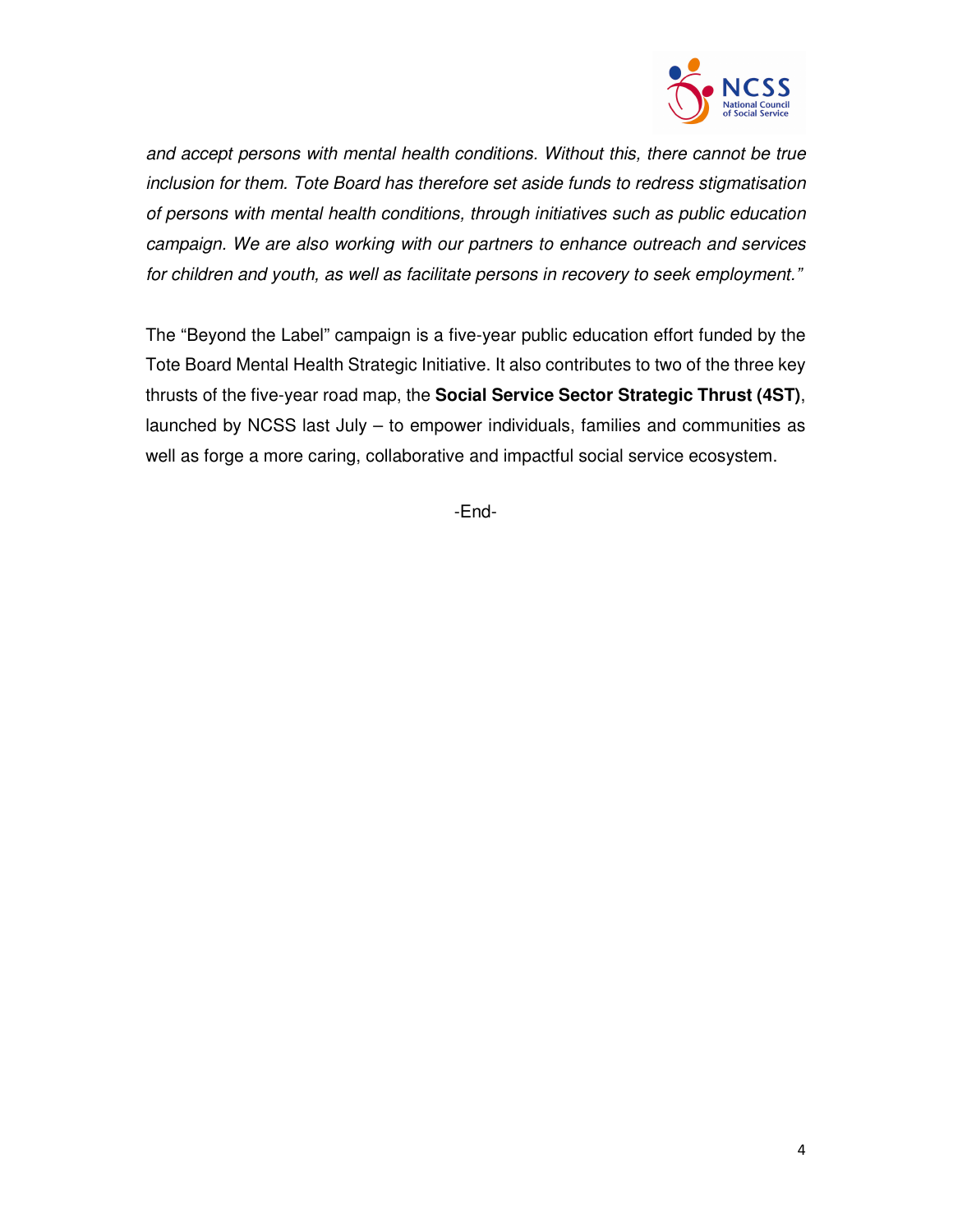*and accept persons with mental health conditions. Without this, there cannot be true inclusion for them. Tote Board has therefore set aside funds to redress stigmatisation of persons with mental health conditions, through initiatives such as public education campaign. We are also working with our partners to enhance outreach and services for children and youth, as well as facilitate persons in recovery to seek employment."*

The "Beyond the Label" campaign is a five-year public education effort funded by the Tote Board Mental Health Strategic Initiative. It also contributes to two of the three key thrusts of the five-year road map, the **Social Service Sector Strategic Thrust (4ST)**, launched by NCSS last July – to empower individuals, families and communities as well as forge a more caring, collaborative and impactful social service ecosystem.

-End-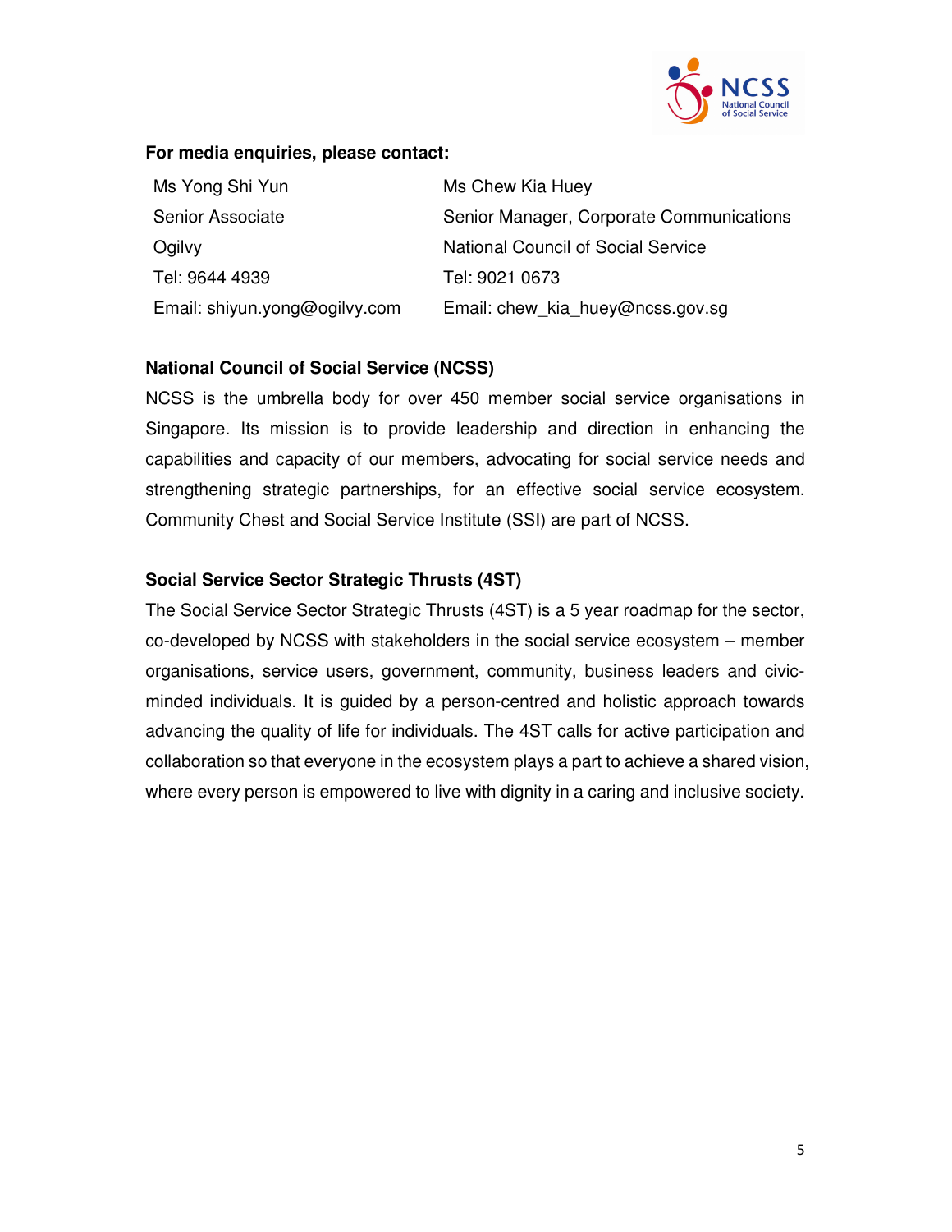**For media enquiries, please contact:**

| Ms Yong Shi Yun | Ms Chew Kia Huey |
| --- | --- |
| Senior Associate | Senior Manager, Corporate Communications |
| Ogilvy | National Council of Social Service |
| Tel: 9644 4939 | Tel: 9021 0673 |
| Email: shiyun.yong@ogilvy.com | Email: chew_kia_huey@ncss.gov.sg |

**National Council of Social Service (NCSS)**

NCSS is the umbrella body for over 450 member social service organisations in Singapore. Its mission is to provide leadership and direction in enhancing the capabilities and capacity of our members, advocating for social service needs and strengthening strategic partnerships, for an effective social service ecosystem. Community Chest and Social Service Institute (SSI) are part of NCSS.

**Social Service Sector Strategic Thrusts (4ST)**

The Social Service Sector Strategic Thrusts (4ST) is a 5 year roadmap for the sector, co-developed by NCSS with stakeholders in the social service ecosystem – member organisations, service users, government, community, business leaders and civic-minded individuals. It is guided by a person-centred and holistic approach towards advancing the quality of life for individuals. The 4ST calls for active participation and collaboration so that everyone in the ecosystem plays a part to achieve a shared vision, where every person is empowered to live with dignity in a caring and inclusive society.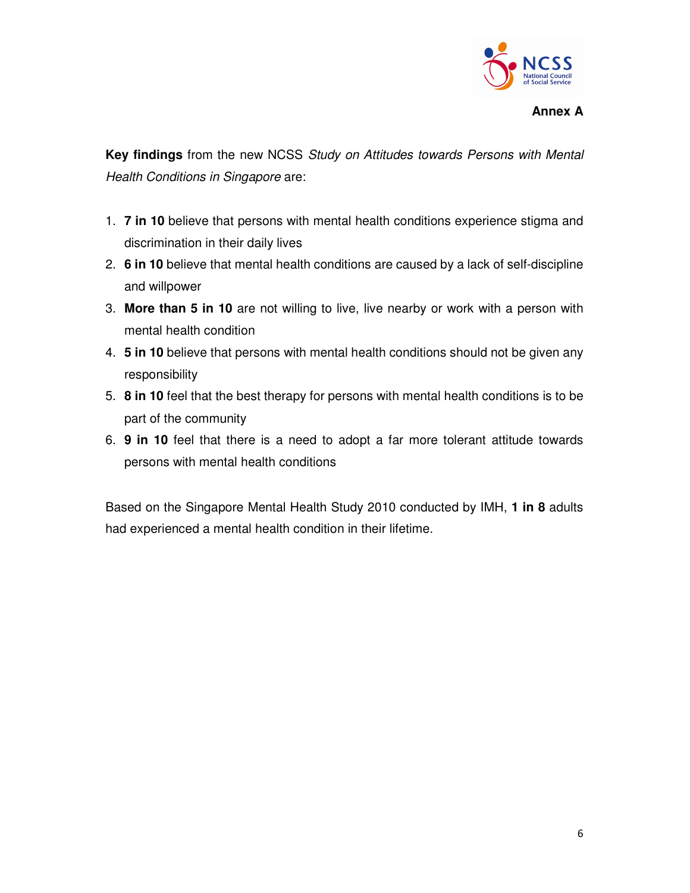**Annex A**

**Key findings** from the new NCSS *Study on Attitudes towards Persons with Mental Health Conditions in Singapore* are:

1. **7 in 10** believe that persons with mental health conditions experience stigma and discrimination in their daily lives
2. **6 in 10** believe that mental health conditions are caused by a lack of self-discipline and willpower
3. **More than 5 in 10** are not willing to live, live nearby or work with a person with mental health condition
4. **5 in 10** believe that persons with mental health conditions should not be given any responsibility
5. **8 in 10** feel that the best therapy for persons with mental health conditions is to be part of the community
6. **9 in 10** feel that there is a need to adopt a far more tolerant attitude towards persons with mental health conditions

Based on the Singapore Mental Health Study 2010 conducted by IMH, **1 in 8** adults had experienced a mental health condition in their lifetime.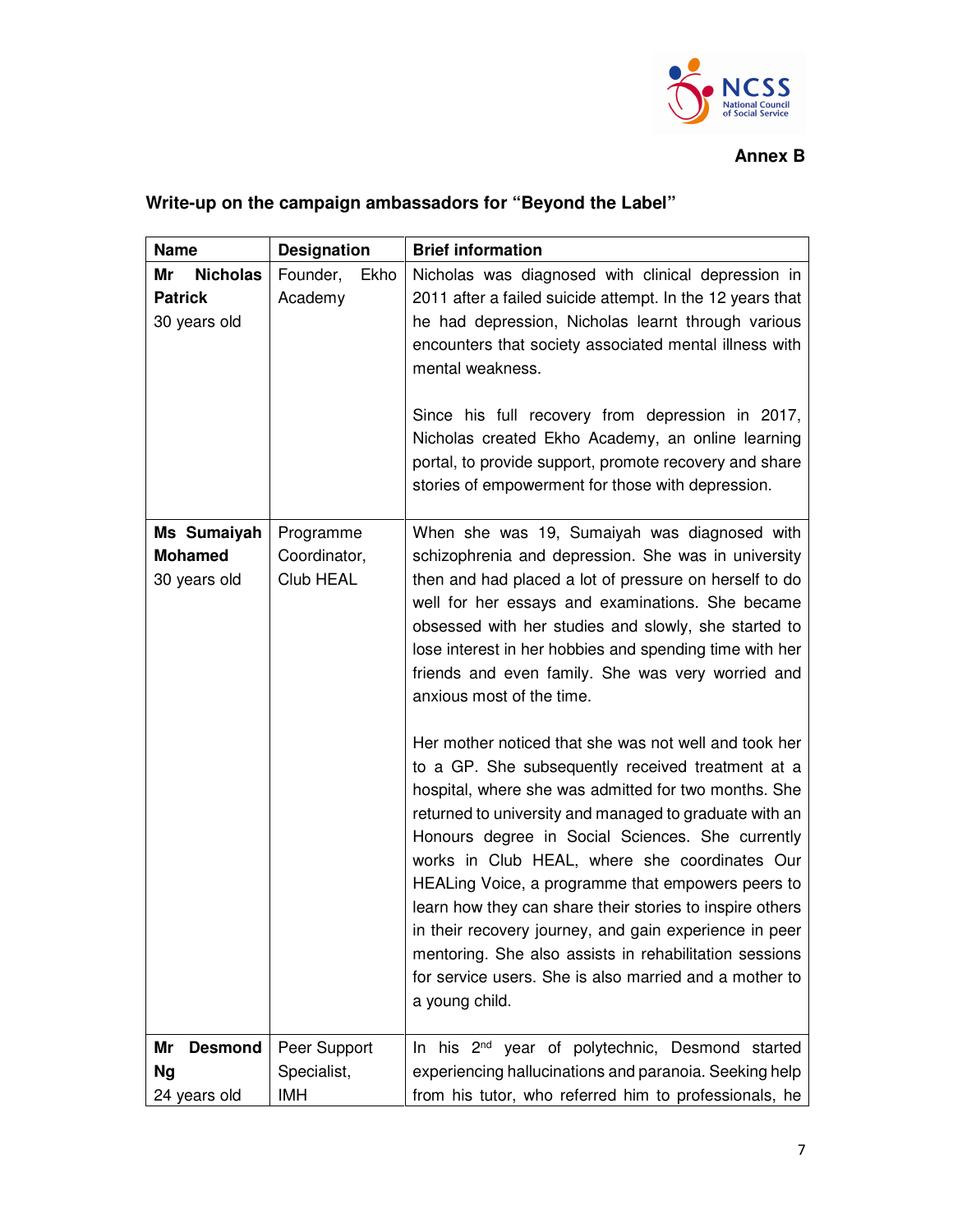**Annex B**

## Write-up on the campaign ambassadors for "Beyond the Label"

| Name | Designation | Brief information |
|---|---|---|
| **Mr Nicholas Patrick**<br>30 years old | Founder, Ekho Academy | Nicholas was diagnosed with clinical depression in 2011 after a failed suicide attempt. In the 12 years that he had depression, Nicholas learnt through various encounters that society associated mental illness with mental weakness.<br><br>Since his full recovery from depression in 2017, Nicholas created Ekho Academy, an online learning portal, to provide support, promote recovery and share stories of empowerment for those with depression. |
| **Ms Sumaiyah Mohamed**<br>30 years old | Programme Coordinator, Club HEAL | When she was 19, Sumaiyah was diagnosed with schizophrenia and depression. She was in university then and had placed a lot of pressure on herself to do well for her essays and examinations. She became obsessed with her studies and slowly, she started to lose interest in her hobbies and spending time with her friends and even family. She was very worried and anxious most of the time.<br><br>Her mother noticed that she was not well and took her to a GP. She subsequently received treatment at a hospital, where she was admitted for two months. She returned to university and managed to graduate with an Honours degree in Social Sciences. She currently works in Club HEAL, where she coordinates Our HEALing Voice, a programme that empowers peers to learn how they can share their stories to inspire others in their recovery journey, and gain experience in peer mentoring. She also assists in rehabilitation sessions for service users. She is also married and a mother to a young child. |
| **Mr Desmond Ng**<br>24 years old | Peer Support Specialist, IMH | In his 2nd year of polytechnic, Desmond started experiencing hallucinations and paranoia. Seeking help from his tutor, who referred him to professionals, he |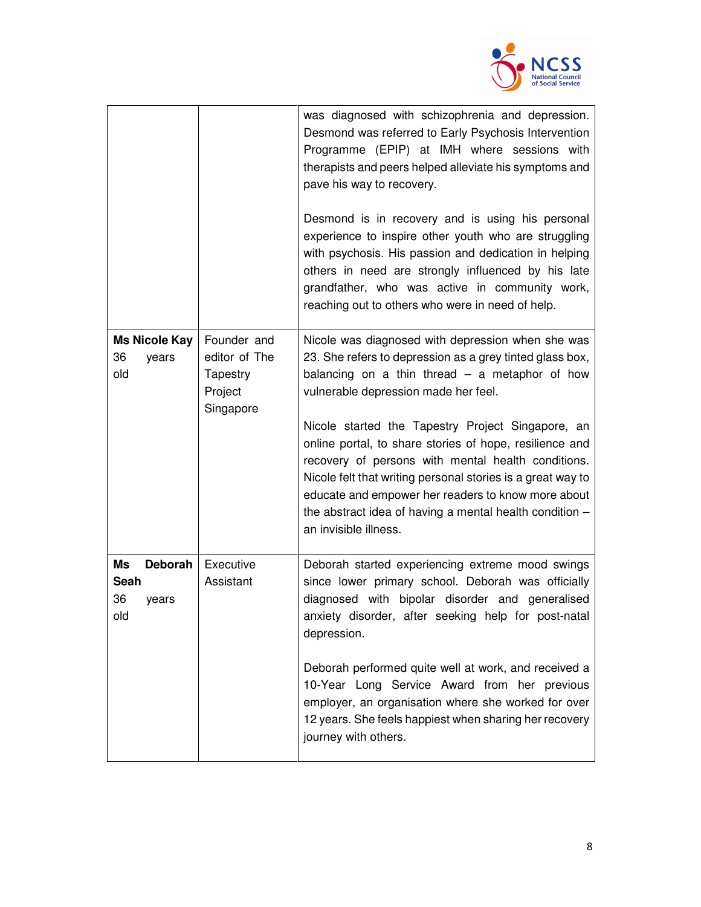| | | |
|---|---|---|
| | | was diagnosed with schizophrenia and depression. Desmond was referred to Early Psychosis Intervention Programme (EPIP) at IMH where sessions with therapists and peers helped alleviate his symptoms and pave his way to recovery.<br><br>Desmond is in recovery and is using his personal experience to inspire other youth who are struggling with psychosis. His passion and dedication in helping others in need are strongly influenced by his late grandfather, who was active in community work, reaching out to others who were in need of help. |
| **Ms Nicole Kay**<br>36 years old | Founder and editor of The Tapestry Project Singapore | Nicole was diagnosed with depression when she was 23. She refers to depression as a grey tinted glass box, balancing on a thin thread – a metaphor of how vulnerable depression made her feel.<br><br>Nicole started the Tapestry Project Singapore, an online portal, to share stories of hope, resilience and recovery of persons with mental health conditions. Nicole felt that writing personal stories is a great way to educate and empower her readers to know more about the abstract idea of having a mental health condition – an invisible illness. |
| **Ms Deborah Seah**<br>36 years old | Executive Assistant | Deborah started experiencing extreme mood swings since lower primary school. Deborah was officially diagnosed with bipolar disorder and generalised anxiety disorder, after seeking help for post-natal depression.<br><br>Deborah performed quite well at work, and received a 10-Year Long Service Award from her previous employer, an organisation where she worked for over 12 years. She feels happiest when sharing her recovery journey with others. |